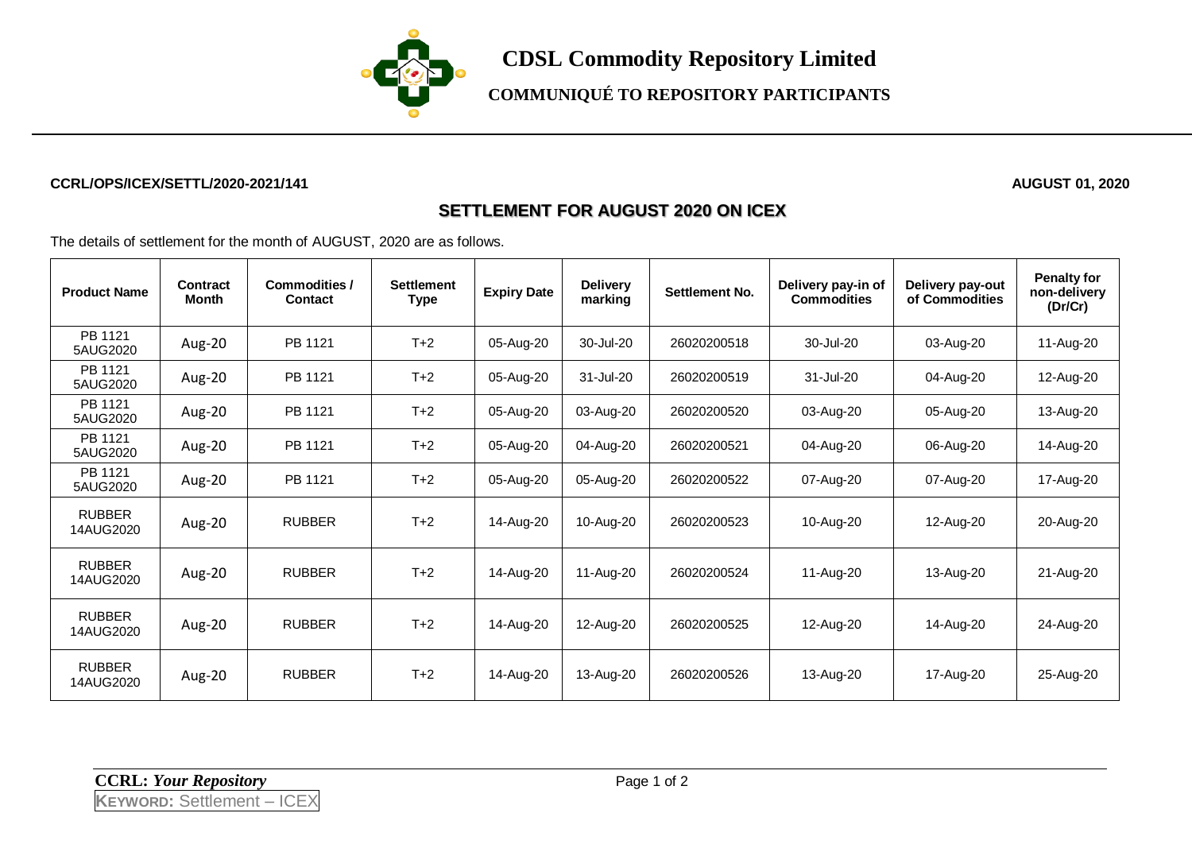# CDSL Commodity Repository Limited

## COMMUNIQUÉ TO REPOSITORY PARTICIPANTS

**CCRL/OPS/ICEX/SETTL/2020-2021/141** **AUGUST 01, 2020**

## SETTLEMENT FOR AUGUST 2020 ON ICEX

The details of settlement for the month of AUGUST, 2020 are as follows.

| Product Name | Contract Month | Commodities / Contact | Settlement Type | Expiry Date | Delivery marking | Settlement No. | Delivery pay-in of Commodities | Delivery pay-out of Commodities | Penalty for non-delivery (Dr/Cr) |
|---|---|---|---|---|---|---|---|---|---|
| PB 1121 5AUG2020 | Aug-20 | PB 1121 | T+2 | 05-Aug-20 | 30-Jul-20 | 26020200518 | 30-Jul-20 | 03-Aug-20 | 11-Aug-20 |
| PB 1121 5AUG2020 | Aug-20 | PB 1121 | T+2 | 05-Aug-20 | 31-Jul-20 | 26020200519 | 31-Jul-20 | 04-Aug-20 | 12-Aug-20 |
| PB 1121 5AUG2020 | Aug-20 | PB 1121 | T+2 | 05-Aug-20 | 03-Aug-20 | 26020200520 | 03-Aug-20 | 05-Aug-20 | 13-Aug-20 |
| PB 1121 5AUG2020 | Aug-20 | PB 1121 | T+2 | 05-Aug-20 | 04-Aug-20 | 26020200521 | 04-Aug-20 | 06-Aug-20 | 14-Aug-20 |
| PB 1121 5AUG2020 | Aug-20 | PB 1121 | T+2 | 05-Aug-20 | 05-Aug-20 | 26020200522 | 07-Aug-20 | 07-Aug-20 | 17-Aug-20 |
| RUBBER 14AUG2020 | Aug-20 | RUBBER | T+2 | 14-Aug-20 | 10-Aug-20 | 26020200523 | 10-Aug-20 | 12-Aug-20 | 20-Aug-20 |
| RUBBER 14AUG2020 | Aug-20 | RUBBER | T+2 | 14-Aug-20 | 11-Aug-20 | 26020200524 | 11-Aug-20 | 13-Aug-20 | 21-Aug-20 |
| RUBBER 14AUG2020 | Aug-20 | RUBBER | T+2 | 14-Aug-20 | 12-Aug-20 | 26020200525 | 12-Aug-20 | 14-Aug-20 | 24-Aug-20 |
| RUBBER 14AUG2020 | Aug-20 | RUBBER | T+2 | 14-Aug-20 | 13-Aug-20 | 26020200526 | 13-Aug-20 | 17-Aug-20 | 25-Aug-20 |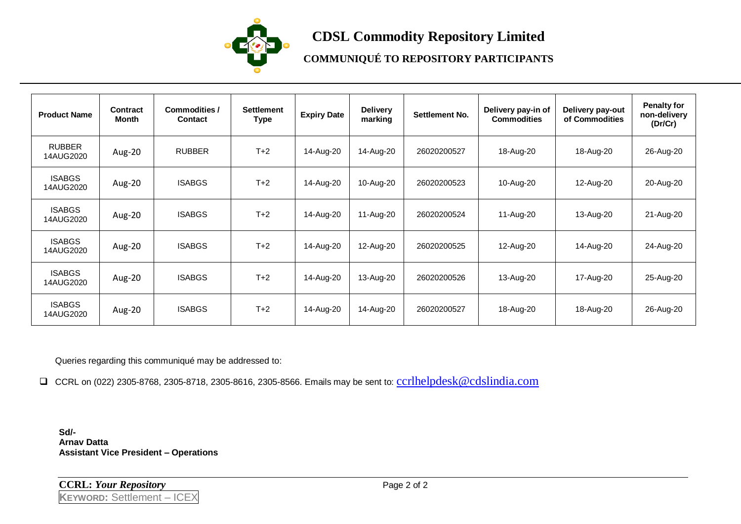# CDSL Commodity Repository Limited

## COMMUNIQUÉ TO REPOSITORY PARTICIPANTS

| Product Name | Contract Month | Commodities / Contact | Settlement Type | Expiry Date | Delivery marking | Settlement No. | Delivery pay-in of Commodities | Delivery pay-out of Commodities | Penalty for non-delivery (Dr/Cr) |
|---|---|---|---|---|---|---|---|---|---|
| RUBBER 14AUG2020 | Aug-20 | RUBBER | T+2 | 14-Aug-20 | 14-Aug-20 | 26020200527 | 18-Aug-20 | 18-Aug-20 | 26-Aug-20 |
| ISABGS 14AUG2020 | Aug-20 | ISABGS | T+2 | 14-Aug-20 | 10-Aug-20 | 26020200523 | 10-Aug-20 | 12-Aug-20 | 20-Aug-20 |
| ISABGS 14AUG2020 | Aug-20 | ISABGS | T+2 | 14-Aug-20 | 11-Aug-20 | 26020200524 | 11-Aug-20 | 13-Aug-20 | 21-Aug-20 |
| ISABGS 14AUG2020 | Aug-20 | ISABGS | T+2 | 14-Aug-20 | 12-Aug-20 | 26020200525 | 12-Aug-20 | 14-Aug-20 | 24-Aug-20 |
| ISABGS 14AUG2020 | Aug-20 | ISABGS | T+2 | 14-Aug-20 | 13-Aug-20 | 26020200526 | 13-Aug-20 | 17-Aug-20 | 25-Aug-20 |
| ISABGS 14AUG2020 | Aug-20 | ISABGS | T+2 | 14-Aug-20 | 14-Aug-20 | 26020200527 | 18-Aug-20 | 18-Aug-20 | 26-Aug-20 |

Queries regarding this communiqué may be addressed to:

- CCRL on (022) 2305-8768, 2305-8718, 2305-8616, 2305-8566. Emails may be sent to: ccrlhelpdesk@cdslindia.com

**Sd/-**
**Arnav Datta**
**Assistant Vice President – Operations**

**CCRL:** ***Your Repository***

**KEYWORD:** Settlement – ICEX